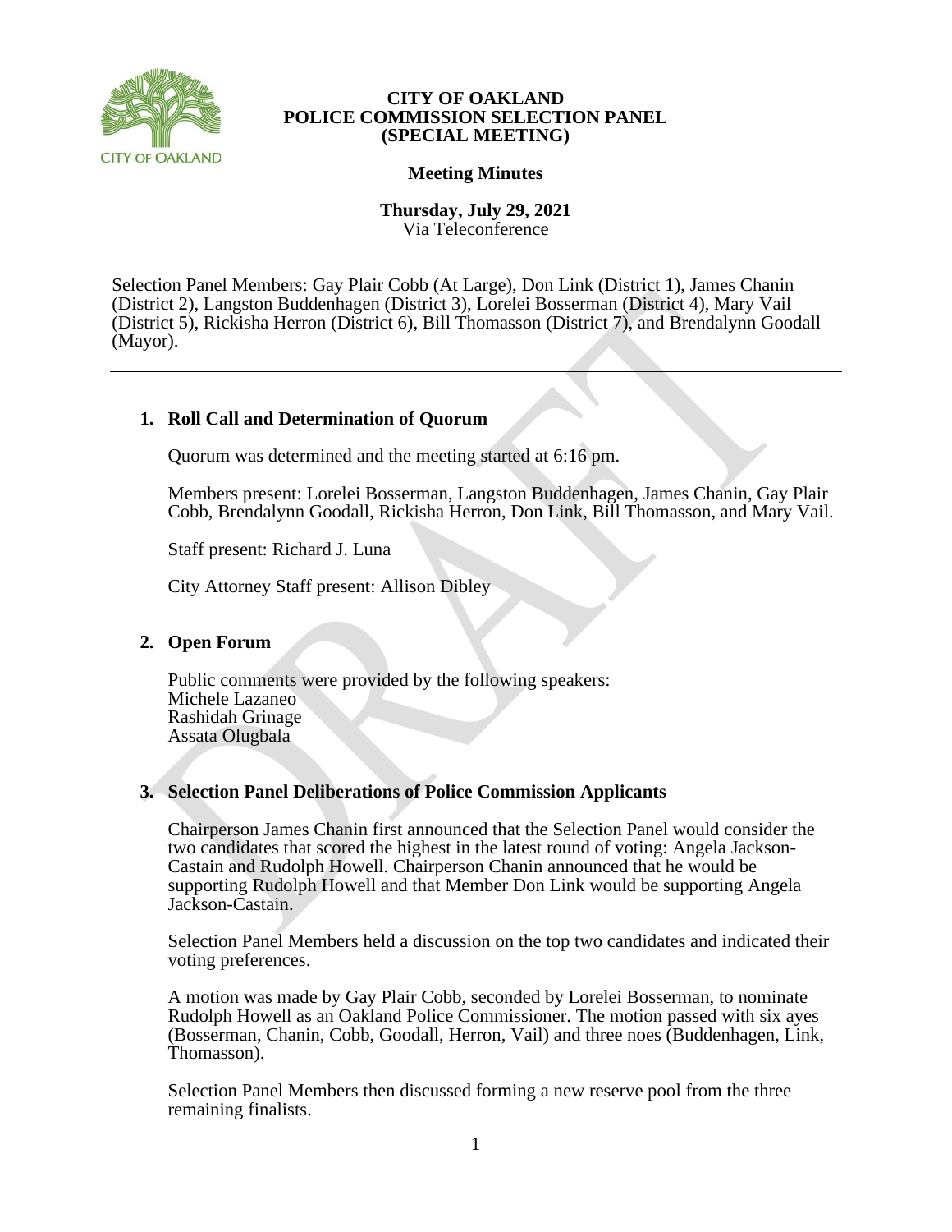**CITY OF OAKLAND**
**POLICE COMMISSION SELECTION PANEL**
**(SPECIAL MEETING)**

**Meeting Minutes**

**Thursday, July 29, 2021**
Via Teleconference

Selection Panel Members: Gay Plair Cobb (At Large), Don Link (District 1), James Chanin (District 2), Langston Buddenhagen (District 3), Lorelei Bosserman (District 4), Mary Vail (District 5), Rickisha Herron (District 6), Bill Thomasson (District 7), and Brendalynn Goodall (Mayor).

---

## 1. Roll Call and Determination of Quorum

Quorum was determined and the meeting started at 6:16 pm.

Members present: Lorelei Bosserman, Langston Buddenhagen, James Chanin, Gay Plair Cobb, Brendalynn Goodall, Rickisha Herron, Don Link, Bill Thomasson, and Mary Vail.

Staff present: Richard J. Luna

City Attorney Staff present: Allison Dibley

## 2. Open Forum

Public comments were provided by the following speakers:
Michele Lazaneo
Rashidah Grinage
Assata Olugbala

## 3. Selection Panel Deliberations of Police Commission Applicants

Chairperson James Chanin first announced that the Selection Panel would consider the two candidates that scored the highest in the latest round of voting: Angela Jackson-Castain and Rudolph Howell. Chairperson Chanin announced that he would be supporting Rudolph Howell and that Member Don Link would be supporting Angela Jackson-Castain.

Selection Panel Members held a discussion on the top two candidates and indicated their voting preferences.

A motion was made by Gay Plair Cobb, seconded by Lorelei Bosserman, to nominate Rudolph Howell as an Oakland Police Commissioner. The motion passed with six ayes (Bosserman, Chanin, Cobb, Goodall, Herron, Vail) and three noes (Buddenhagen, Link, Thomasson).

Selection Panel Members then discussed forming a new reserve pool from the three remaining finalists.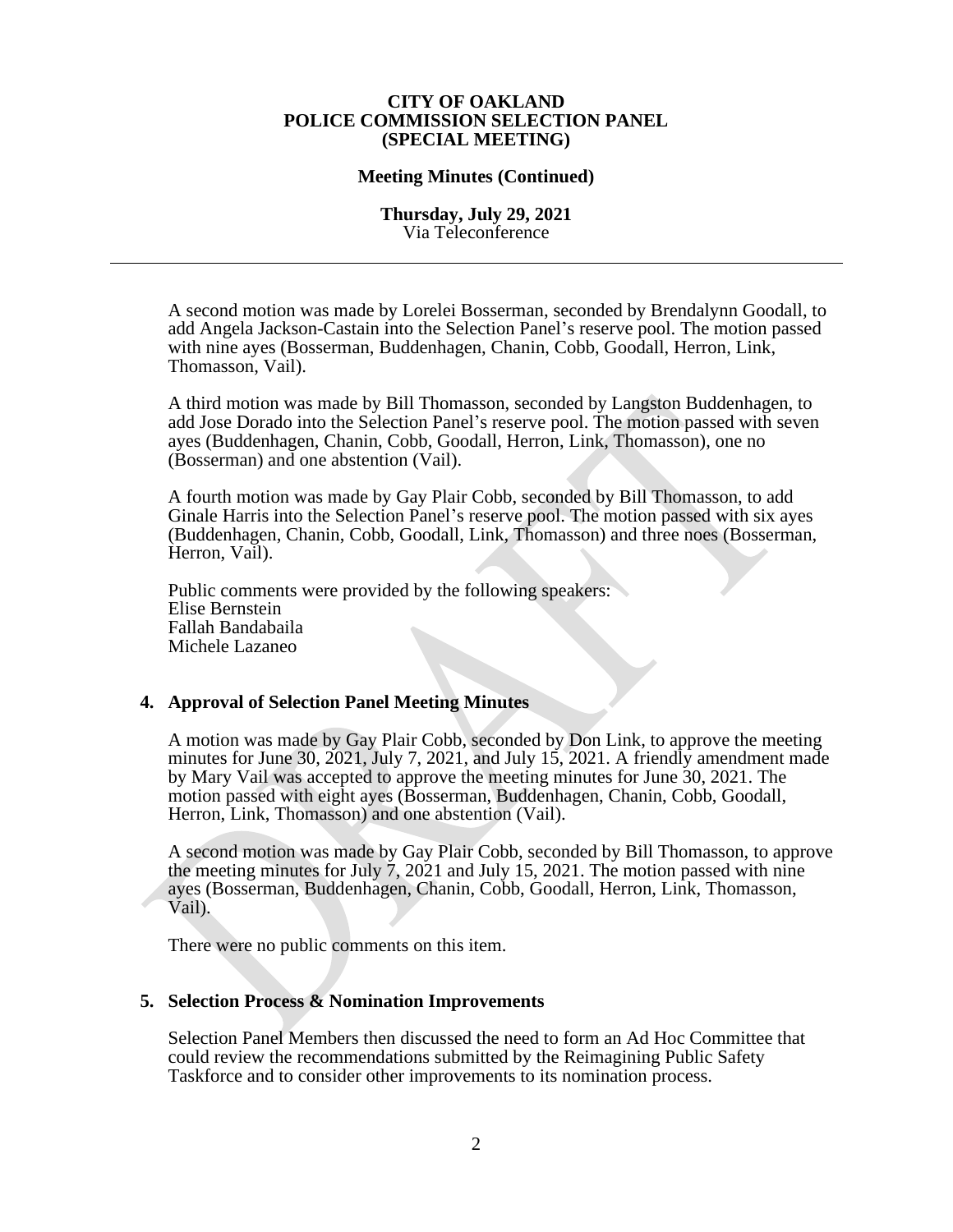**CITY OF OAKLAND**
**POLICE COMMISSION SELECTION PANEL**
**(SPECIAL MEETING)**

**Meeting Minutes (Continued)**

**Thursday, July 29, 2021**
Via Teleconference

---

A second motion was made by Lorelei Bosserman, seconded by Brendalynn Goodall, to add Angela Jackson-Castain into the Selection Panel's reserve pool. The motion passed with nine ayes (Bosserman, Buddenhagen, Chanin, Cobb, Goodall, Herron, Link, Thomasson, Vail).

A third motion was made by Bill Thomasson, seconded by Langston Buddenhagen, to add Jose Dorado into the Selection Panel's reserve pool. The motion passed with seven ayes (Buddenhagen, Chanin, Cobb, Goodall, Herron, Link, Thomasson), one no (Bosserman) and one abstention (Vail).

A fourth motion was made by Gay Plair Cobb, seconded by Bill Thomasson, to add Ginale Harris into the Selection Panel's reserve pool. The motion passed with six ayes (Buddenhagen, Chanin, Cobb, Goodall, Link, Thomasson) and three noes (Bosserman, Herron, Vail).

Public comments were provided by the following speakers:
Elise Bernstein
Fallah Bandabaila
Michele Lazaneo

## 4. Approval of Selection Panel Meeting Minutes

A motion was made by Gay Plair Cobb, seconded by Don Link, to approve the meeting minutes for June 30, 2021, July 7, 2021, and July 15, 2021. A friendly amendment made by Mary Vail was accepted to approve the meeting minutes for June 30, 2021. The motion passed with eight ayes (Bosserman, Buddenhagen, Chanin, Cobb, Goodall, Herron, Link, Thomasson) and one abstention (Vail).

A second motion was made by Gay Plair Cobb, seconded by Bill Thomasson, to approve the meeting minutes for July 7, 2021 and July 15, 2021. The motion passed with nine ayes (Bosserman, Buddenhagen, Chanin, Cobb, Goodall, Herron, Link, Thomasson, Vail).

There were no public comments on this item.

## 5. Selection Process & Nomination Improvements

Selection Panel Members then discussed the need to form an Ad Hoc Committee that could review the recommendations submitted by the Reimagining Public Safety Taskforce and to consider other improvements to its nomination process.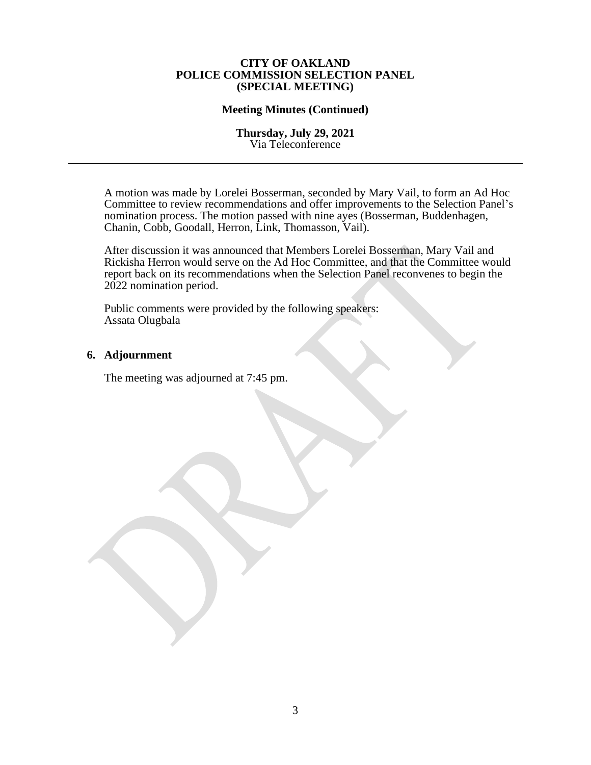**CITY OF OAKLAND**
**POLICE COMMISSION SELECTION PANEL**
**(SPECIAL MEETING)**

**Meeting Minutes (Continued)**

**Thursday, July 29, 2021**
Via Teleconference

---

A motion was made by Lorelei Bosserman, seconded by Mary Vail, to form an Ad Hoc Committee to review recommendations and offer improvements to the Selection Panel's nomination process. The motion passed with nine ayes (Bosserman, Buddenhagen, Chanin, Cobb, Goodall, Herron, Link, Thomasson, Vail).

After discussion it was announced that Members Lorelei Bosserman, Mary Vail and Rickisha Herron would serve on the Ad Hoc Committee, and that the Committee would report back on its recommendations when the Selection Panel reconvenes to begin the 2022 nomination period.

Public comments were provided by the following speakers:
Assata Olugbala

**6. Adjournment**

The meeting was adjourned at 7:45 pm.

DRAFT